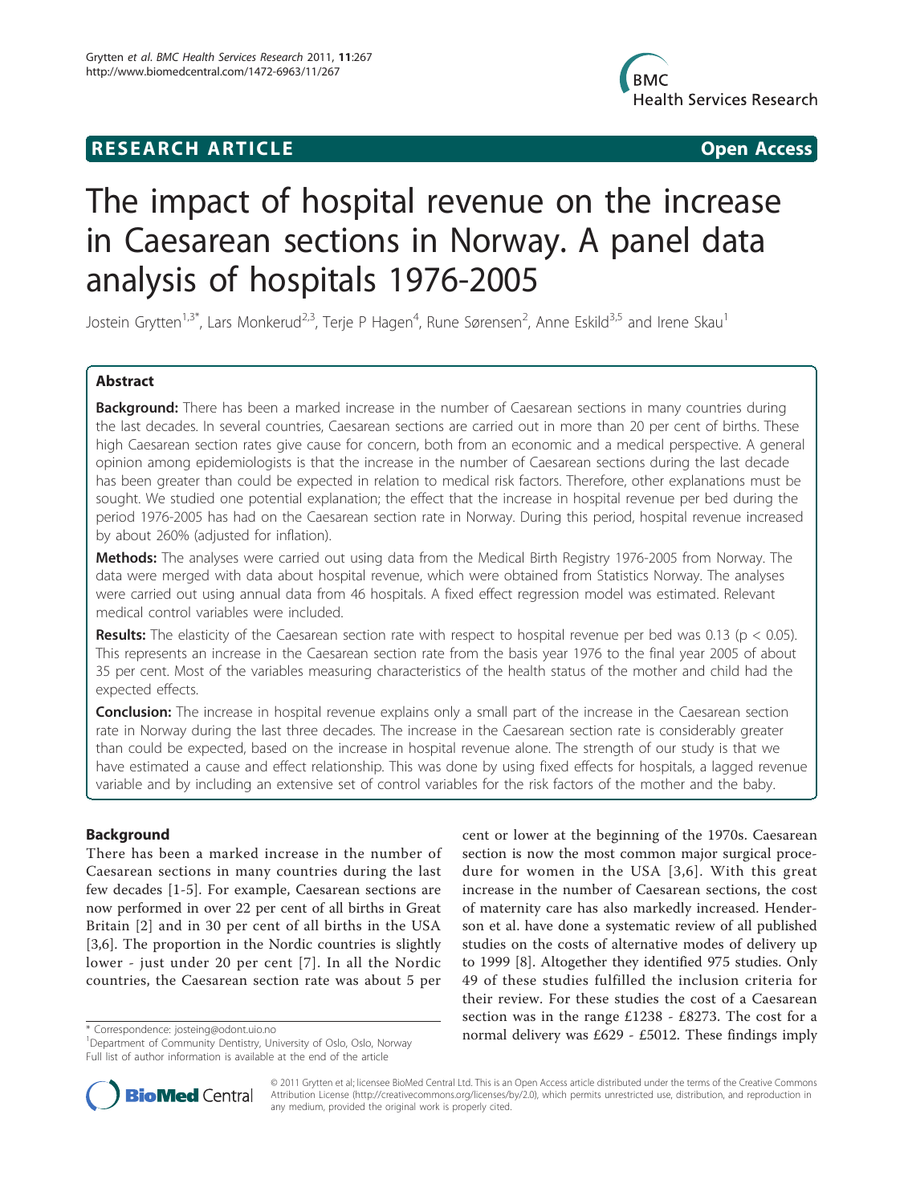**RESEARCH ARTICLE** **Open Access**

# The impact of hospital revenue on the increase in Caesarean sections in Norway. A panel data analysis of hospitals 1976-2005

Jostein Grytten[1,3*], Lars Monkerud[2,3], Terje P Hagen[4], Rune Sørensen[2], Anne Eskild[3,5] and Irene Skau[1]

## Abstract

**Background:** There has been a marked increase in the number of Caesarean sections in many countries during the last decades. In several countries, Caesarean sections are carried out in more than 20 per cent of births. These high Caesarean section rates give cause for concern, both from an economic and a medical perspective. A general opinion among epidemiologists is that the increase in the number of Caesarean sections during the last decade has been greater than could be expected in relation to medical risk factors. Therefore, other explanations must be sought. We studied one potential explanation; the effect that the increase in hospital revenue per bed during the period 1976-2005 has had on the Caesarean section rate in Norway. During this period, hospital revenue increased by about 260% (adjusted for inflation).

**Methods:** The analyses were carried out using data from the Medical Birth Registry 1976-2005 from Norway. The data were merged with data about hospital revenue, which were obtained from Statistics Norway. The analyses were carried out using annual data from 46 hospitals. A fixed effect regression model was estimated. Relevant medical control variables were included.

**Results:** The elasticity of the Caesarean section rate with respect to hospital revenue per bed was 0.13 ($p < 0.05$). This represents an increase in the Caesarean section rate from the basis year 1976 to the final year 2005 of about 35 per cent. Most of the variables measuring characteristics of the health status of the mother and child had the expected effects.

**Conclusion:** The increase in hospital revenue explains only a small part of the increase in the Caesarean section rate in Norway during the last three decades. The increase in the Caesarean section rate is considerably greater than could be expected, based on the increase in hospital revenue alone. The strength of our study is that we have estimated a cause and effect relationship. This was done by using fixed effects for hospitals, a lagged revenue variable and by including an extensive set of control variables for the risk factors of the mother and the baby.

## Background

There has been a marked increase in the number of Caesarean sections in many countries during the last few decades [1-5]. For example, Caesarean sections are now performed in over 22 per cent of all births in Great Britain [2] and in 30 per cent of all births in the USA [3,6]. The proportion in the Nordic countries is slightly lower - just under 20 per cent [7]. In all the Nordic countries, the Caesarean section rate was about 5 per cent or lower at the beginning of the 1970s. Caesarean section is now the most common major surgical procedure for women in the USA [3,6]. With this great increase in the number of Caesarean sections, the cost of maternity care has also markedly increased. Henderson et al. have done a systematic review of all published studies on the costs of alternative modes of delivery up to 1999 [8]. Altogether they identified 975 studies. Only 49 of these studies fulfilled the inclusion criteria for their review. For these studies the cost of a Caesarean section was in the range £1238 - £8273. The cost for a normal delivery was £629 - £5012. These findings imply

\* Correspondence: josteing@odont.uio.no
[1]Department of Community Dentistry, University of Oslo, Oslo, Norway
Full list of author information is available at the end of the article

© 2011 Grytten et al; licensee BioMed Central Ltd. This is an Open Access article distributed under the terms of the Creative Commons Attribution License (http://creativecommons.org/licenses/by/2.0), which permits unrestricted use, distribution, and reproduction in any medium, provided the original work is properly cited.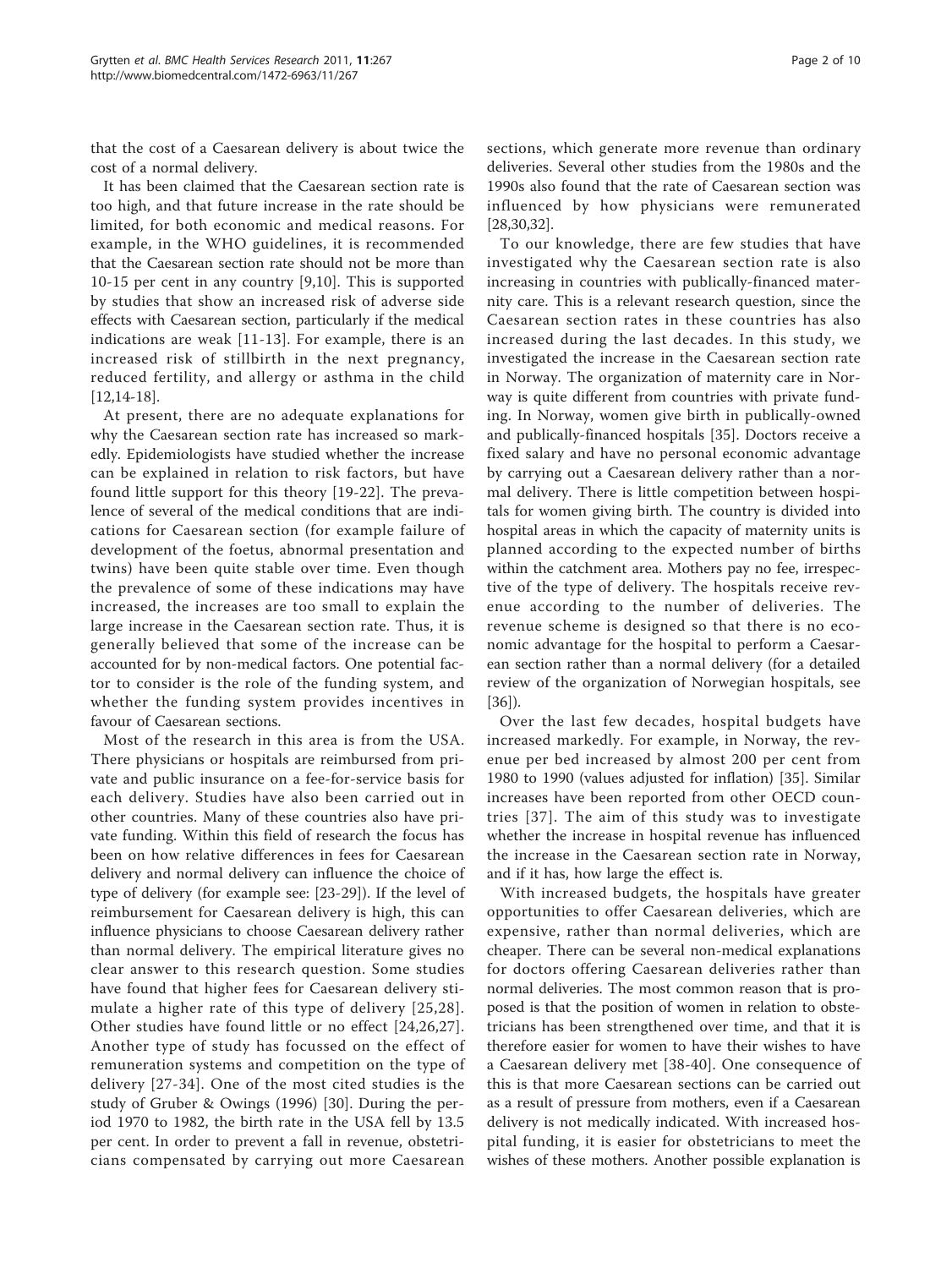that the cost of a Caesarean delivery is about twice the cost of a normal delivery.

It has been claimed that the Caesarean section rate is too high, and that future increase in the rate should be limited, for both economic and medical reasons. For example, in the WHO guidelines, it is recommended that the Caesarean section rate should not be more than 10-15 per cent in any country [9,10]. This is supported by studies that show an increased risk of adverse side effects with Caesarean section, particularly if the medical indications are weak [11-13]. For example, there is an increased risk of stillbirth in the next pregnancy, reduced fertility, and allergy or asthma in the child [12,14-18].

At present, there are no adequate explanations for why the Caesarean section rate has increased so markedly. Epidemiologists have studied whether the increase can be explained in relation to risk factors, but have found little support for this theory [19-22]. The prevalence of several of the medical conditions that are indications for Caesarean section (for example failure of development of the foetus, abnormal presentation and twins) have been quite stable over time. Even though the prevalence of some of these indications may have increased, the increases are too small to explain the large increase in the Caesarean section rate. Thus, it is generally believed that some of the increase can be accounted for by non-medical factors. One potential factor to consider is the role of the funding system, and whether the funding system provides incentives in favour of Caesarean sections.

Most of the research in this area is from the USA. There physicians or hospitals are reimbursed from private and public insurance on a fee-for-service basis for each delivery. Studies have also been carried out in other countries. Many of these countries also have private funding. Within this field of research the focus has been on how relative differences in fees for Caesarean delivery and normal delivery can influence the choice of type of delivery (for example see: [23-29]). If the level of reimbursement for Caesarean delivery is high, this can influence physicians to choose Caesarean delivery rather than normal delivery. The empirical literature gives no clear answer to this research question. Some studies have found that higher fees for Caesarean delivery stimulate a higher rate of this type of delivery [25,28]. Other studies have found little or no effect [24,26,27]. Another type of study has focussed on the effect of remuneration systems and competition on the type of delivery [27-34]. One of the most cited studies is the study of Gruber & Owings (1996) [30]. During the period 1970 to 1982, the birth rate in the USA fell by 13.5 per cent. In order to prevent a fall in revenue, obstetricians compensated by carrying out more Caesarean sections, which generate more revenue than ordinary deliveries. Several other studies from the 1980s and the 1990s also found that the rate of Caesarean section was influenced by how physicians were remunerated [28,30,32].

To our knowledge, there are few studies that have investigated why the Caesarean section rate is also increasing in countries with publically-financed maternity care. This is a relevant research question, since the Caesarean section rates in these countries has also increased during the last decades. In this study, we investigated the increase in the Caesarean section rate in Norway. The organization of maternity care in Norway is quite different from countries with private funding. In Norway, women give birth in publically-owned and publically-financed hospitals [35]. Doctors receive a fixed salary and have no personal economic advantage by carrying out a Caesarean delivery rather than a normal delivery. There is little competition between hospitals for women giving birth. The country is divided into hospital areas in which the capacity of maternity units is planned according to the expected number of births within the catchment area. Mothers pay no fee, irrespective of the type of delivery. The hospitals receive revenue according to the number of deliveries. The revenue scheme is designed so that there is no economic advantage for the hospital to perform a Caesarean section rather than a normal delivery (for a detailed review of the organization of Norwegian hospitals, see [36]).

Over the last few decades, hospital budgets have increased markedly. For example, in Norway, the revenue per bed increased by almost 200 per cent from 1980 to 1990 (values adjusted for inflation) [35]. Similar increases have been reported from other OECD countries [37]. The aim of this study was to investigate whether the increase in hospital revenue has influenced the increase in the Caesarean section rate in Norway, and if it has, how large the effect is.

With increased budgets, the hospitals have greater opportunities to offer Caesarean deliveries, which are expensive, rather than normal deliveries, which are cheaper. There can be several non-medical explanations for doctors offering Caesarean deliveries rather than normal deliveries. The most common reason that is proposed is that the position of women in relation to obstetricians has been strengthened over time, and that it is therefore easier for women to have their wishes to have a Caesarean delivery met [38-40]. One consequence of this is that more Caesarean sections can be carried out as a result of pressure from mothers, even if a Caesarean delivery is not medically indicated. With increased hospital funding, it is easier for obstetricians to meet the wishes of these mothers. Another possible explanation is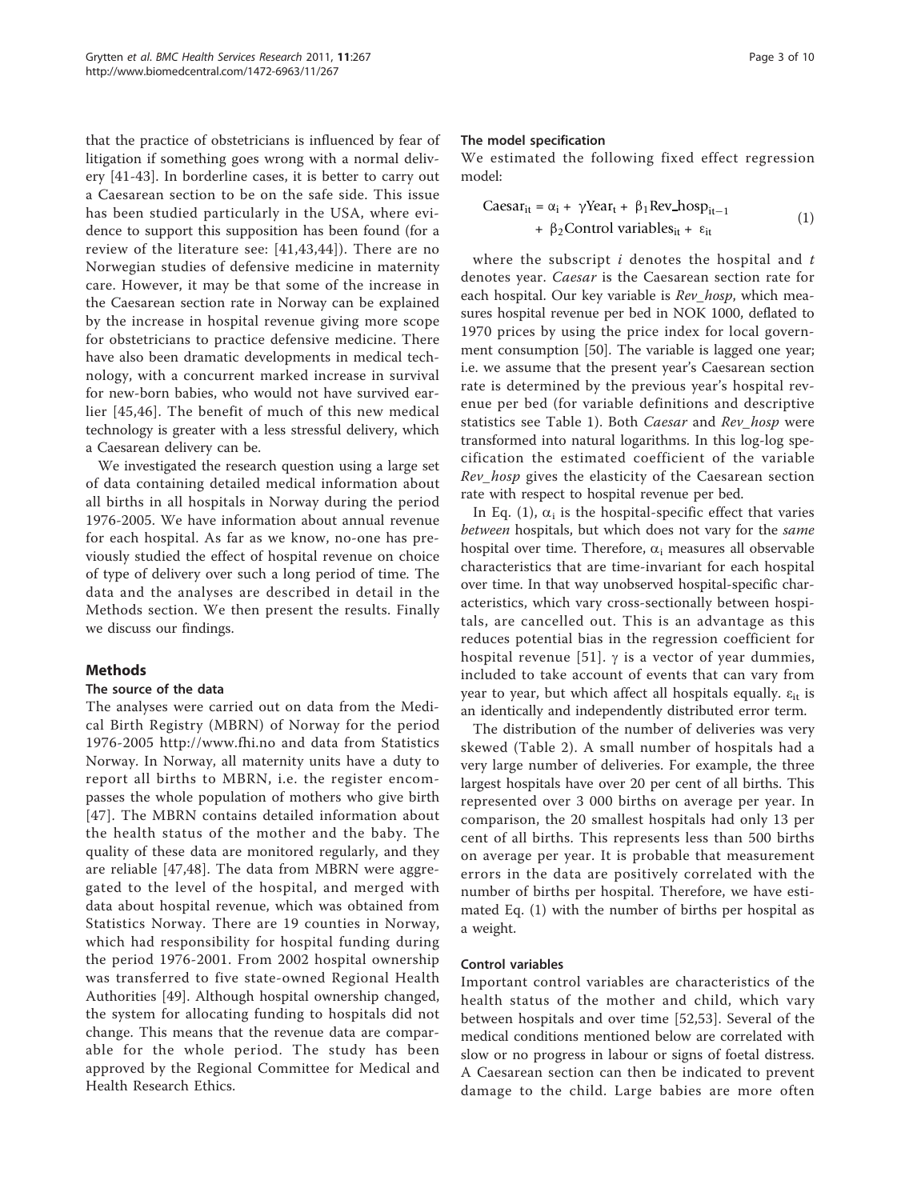that the practice of obstetricians is influenced by fear of litigation if something goes wrong with a normal delivery [41-43]. In borderline cases, it is better to carry out a Caesarean section to be on the safe side. This issue has been studied particularly in the USA, where evidence to support this supposition has been found (for a review of the literature see: [41,43,44]). There are no Norwegian studies of defensive medicine in maternity care. However, it may be that some of the increase in the Caesarean section rate in Norway can be explained by the increase in hospital revenue giving more scope for obstetricians to practice defensive medicine. There have also been dramatic developments in medical technology, with a concurrent marked increase in survival for new-born babies, who would not have survived earlier [45,46]. The benefit of much of this new medical technology is greater with a less stressful delivery, which a Caesarean delivery can be.

We investigated the research question using a large set of data containing detailed medical information about all births in all hospitals in Norway during the period 1976-2005. We have information about annual revenue for each hospital. As far as we know, no-one has previously studied the effect of hospital revenue on choice of type of delivery over such a long period of time. The data and the analyses are described in detail in the Methods section. We then present the results. Finally we discuss our findings.

## Methods

### The source of the data

The analyses were carried out on data from the Medical Birth Registry (MBRN) of Norway for the period 1976-2005 http://www.fhi.no and data from Statistics Norway. In Norway, all maternity units have a duty to report all births to MBRN, i.e. the register encompasses the whole population of mothers who give birth [47]. The MBRN contains detailed information about the health status of the mother and the baby. The quality of these data are monitored regularly, and they are reliable [47,48]. The data from MBRN were aggregated to the level of the hospital, and merged with data about hospital revenue, which was obtained from Statistics Norway. There are 19 counties in Norway, which had responsibility for hospital funding during the period 1976-2001. From 2002 hospital ownership was transferred to five state-owned Regional Health Authorities [49]. Although hospital ownership changed, the system for allocating funding to hospitals did not change. This means that the revenue data are comparable for the whole period. The study has been approved by the Regional Committee for Medical and Health Research Ethics.

### The model specification

We estimated the following fixed effect regression model:

$$\text{Caesar}_{it} = \alpha_i + \gamma \text{Year}_t + \beta_1 \text{Rev\_hosp}_{it-1} + \beta_2 \text{Control variables}_{it} + \varepsilon_{it} \tag{1}$$

where the subscript $i$ denotes the hospital and $t$ denotes year. *Caesar* is the Caesarean section rate for each hospital. Our key variable is *Rev_hosp*, which measures hospital revenue per bed in NOK 1000, deflated to 1970 prices by using the price index for local government consumption [50]. The variable is lagged one year; i.e. we assume that the present year's Caesarean section rate is determined by the previous year's hospital revenue per bed (for variable definitions and descriptive statistics see Table 1). Both *Caesar* and *Rev_hosp* were transformed into natural logarithms. In this log-log specification the estimated coefficient of the variable *Rev_hosp* gives the elasticity of the Caesarean section rate with respect to hospital revenue per bed.

In Eq. (1), $\alpha_i$ is the hospital-specific effect that varies *between* hospitals, but which does not vary for the *same* hospital over time. Therefore, $\alpha_i$ measures all observable characteristics that are time-invariant for each hospital over time. In that way unobserved hospital-specific characteristics, which vary cross-sectionally between hospitals, are cancelled out. This is an advantage as this reduces potential bias in the regression coefficient for hospital revenue [51]. $\gamma$ is a vector of year dummies, included to take account of events that can vary from year to year, but which affect all hospitals equally. $\varepsilon_{it}$ is an identically and independently distributed error term.

The distribution of the number of deliveries was very skewed (Table 2). A small number of hospitals had a very large number of deliveries. For example, the three largest hospitals have over 20 per cent of all births. This represented over 3 000 births on average per year. In comparison, the 20 smallest hospitals had only 13 per cent of all births. This represents less than 500 births on average per year. It is probable that measurement errors in the data are positively correlated with the number of births per hospital. Therefore, we have estimated Eq. (1) with the number of births per hospital as a weight.

### Control variables

Important control variables are characteristics of the health status of the mother and child, which vary between hospitals and over time [52,53]. Several of the medical conditions mentioned below are correlated with slow or no progress in labour or signs of foetal distress. A Caesarean section can then be indicated to prevent damage to the child. Large babies are more often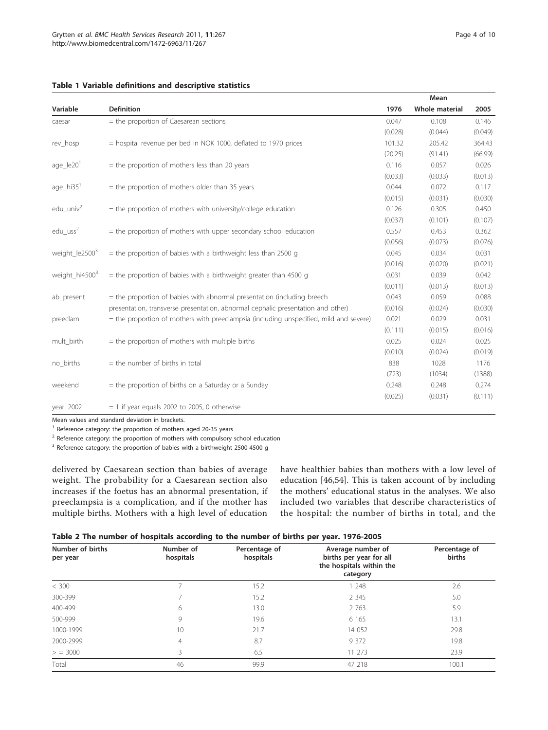**Table 1 Variable definitions and descriptive statistics**

| Variable | Definition | Mean | | |
|---|---|---|---|---|
| | | 1976 | Whole material | 2005 |
| caesar | = the proportion of Caesarean sections | 0.047 | 0.108 | 0.146 |
| | | (0.028) | (0.044) | (0.049) |
| rev_hosp | = hospital revenue per bed in NOK 1000, deflated to 1970 prices | 101.32 | 205.42 | 364.43 |
| | | (20.25) | (91.41) | (66.99) |
| age_le20[1] | = the proportion of mothers less than 20 years | 0.116 | 0.057 | 0.026 |
| | | (0.033) | (0.033) | (0.013) |
| age_hi35[1] | = the proportion of mothers older than 35 years | 0.044 | 0.072 | 0.117 |
| | | (0.015) | (0.031) | (0.030) |
| edu_univ[2] | = the proportion of mothers with university/college education | 0.126 | 0.305 | 0.450 |
| | | (0.037) | (0.101) | (0.107) |
| edu_uss[2] | = the proportion of mothers with upper secondary school education | 0.557 | 0.453 | 0.362 |
| | | (0.056) | (0.073) | (0.076) |
| weight_le2500[3] | = the proportion of babies with a birthweight less than 2500 g | 0.045 | 0.034 | 0.031 |
| | | (0.016) | (0.020) | (0.021) |
| weight_hi4500[3] | = the proportion of babies with a birthweight greater than 4500 g | 0.031 | 0.039 | 0.042 |
| | | (0.011) | (0.013) | (0.013) |
| ab_present | = the proportion of babies with abnormal presentation (including breech presentation, transverse presentation, abnormal cephalic presentation and other) | 0.043 | 0.059 | 0.088 |
| | | (0.016) | (0.024) | (0.030) |
| preeclam | = the proportion of mothers with preeclampsia (including unspecified, mild and severe) | 0.021 | 0.029 | 0.031 |
| | | (0.111) | (0.015) | (0.016) |
| mult_birth | = the proportion of mothers with multiple births | 0.025 | 0.024 | 0.025 |
| | | (0.010) | (0.024) | (0.019) |
| no_births | = the number of births in total | 838 | 1028 | 1176 |
| | | (723) | (1034) | (1388) |
| weekend | = the proportion of births on a Saturday or a Sunday | 0.248 | 0.248 | 0.274 |
| | | (0.025) | (0.031) | (0.111) |
| year_2002 | = 1 if year equals 2002 to 2005, 0 otherwise | | | |

Mean values and standard deviation in brackets.

[1] Reference category: the proportion of mothers aged 20-35 years

[2] Reference category: the proportion of mothers with compulsory school education

[3] Reference category: the proportion of babies with a birthweight 2500-4500 g

delivered by Caesarean section than babies of average weight. The probability for a Caesarean section also increases if the foetus has an abnormal presentation, if preeclampsia is a complication, and if the mother has multiple births. Mothers with a high level of education have healthier babies than mothers with a low level of education [46,54]. This is taken account of by including the mothers' educational status in the analyses. We also included two variables that describe characteristics of the hospital: the number of births in total, and the

**Table 2 The number of hospitals according to the number of births per year. 1976-2005**

| Number of births per year | Number of hospitals | Percentage of hospitals | Average number of births per year for all the hospitals within the category | Percentage of births |
|---|---|---|---|---|
| < 300 | 7 | 15.2 | 1 248 | 2.6 |
| 300-399 | 7 | 15.2 | 2 345 | 5.0 |
| 400-499 | 6 | 13.0 | 2 763 | 5.9 |
| 500-999 | 9 | 19.6 | 6 165 | 13.1 |
| 1000-1999 | 10 | 21.7 | 14 052 | 29.8 |
| 2000-2999 | 4 | 8.7 | 9 372 | 19.8 |
| > = 3000 | 3 | 6.5 | 11 273 | 23.9 |
| Total | 46 | 99.9 | 47 218 | 100.1 |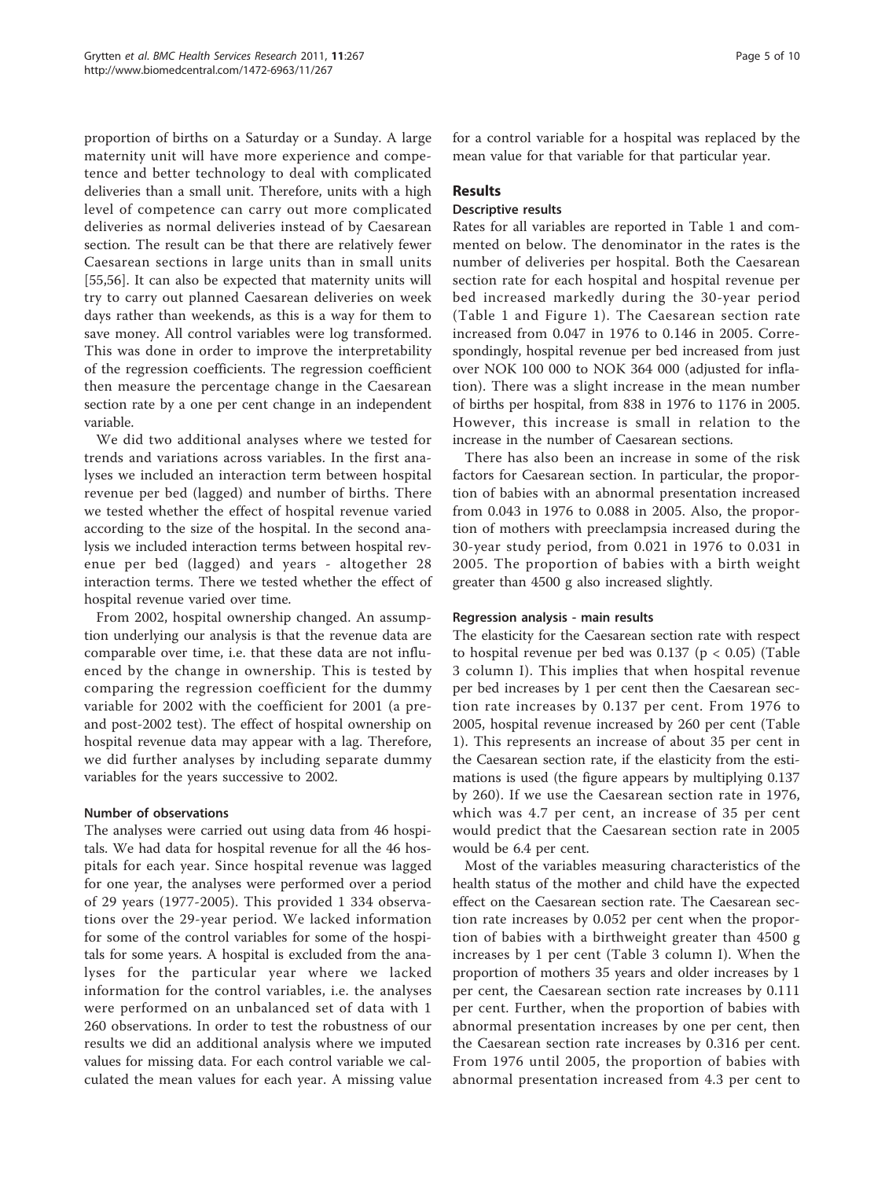proportion of births on a Saturday or a Sunday. A large maternity unit will have more experience and competence and better technology to deal with complicated deliveries than a small unit. Therefore, units with a high level of competence can carry out more complicated deliveries as normal deliveries instead of by Caesarean section. The result can be that there are relatively fewer Caesarean sections in large units than in small units [55,56]. It can also be expected that maternity units will try to carry out planned Caesarean deliveries on week days rather than weekends, as this is a way for them to save money. All control variables were log transformed. This was done in order to improve the interpretability of the regression coefficients. The regression coefficient then measure the percentage change in the Caesarean section rate by a one per cent change in an independent variable.

We did two additional analyses where we tested for trends and variations across variables. In the first analyses we included an interaction term between hospital revenue per bed (lagged) and number of births. There we tested whether the effect of hospital revenue varied according to the size of the hospital. In the second analysis we included interaction terms between hospital revenue per bed (lagged) and years - altogether 28 interaction terms. There we tested whether the effect of hospital revenue varied over time.

From 2002, hospital ownership changed. An assumption underlying our analysis is that the revenue data are comparable over time, i.e. that these data are not influenced by the change in ownership. This is tested by comparing the regression coefficient for the dummy variable for 2002 with the coefficient for 2001 (a pre- and post-2002 test). The effect of hospital ownership on hospital revenue data may appear with a lag. Therefore, we did further analyses by including separate dummy variables for the years successive to 2002.

#### Number of observations

The analyses were carried out using data from 46 hospitals. We had data for hospital revenue for all the 46 hospitals for each year. Since hospital revenue was lagged for one year, the analyses were performed over a period of 29 years (1977-2005). This provided 1 334 observations over the 29-year period. We lacked information for some of the control variables for some of the hospitals for some years. A hospital is excluded from the analyses for the particular year where we lacked information for the control variables, i.e. the analyses were performed on an unbalanced set of data with 1 260 observations. In order to test the robustness of our results we did an additional analysis where we imputed values for missing data. For each control variable we calculated the mean values for each year. A missing value for a control variable for a hospital was replaced by the mean value for that variable for that particular year.

## Results

#### Descriptive results

Rates for all variables are reported in Table 1 and commented on below. The denominator in the rates is the number of deliveries per hospital. Both the Caesarean section rate for each hospital and hospital revenue per bed increased markedly during the 30-year period (Table 1 and Figure 1). The Caesarean section rate increased from 0.047 in 1976 to 0.146 in 2005. Correspondingly, hospital revenue per bed increased from just over NOK 100 000 to NOK 364 000 (adjusted for inflation). There was a slight increase in the mean number of births per hospital, from 838 in 1976 to 1176 in 2005. However, this increase is small in relation to the increase in the number of Caesarean sections.

There has also been an increase in some of the risk factors for Caesarean section. In particular, the proportion of babies with an abnormal presentation increased from 0.043 in 1976 to 0.088 in 2005. Also, the proportion of mothers with preeclampsia increased during the 30-year study period, from 0.021 in 1976 to 0.031 in 2005. The proportion of babies with a birth weight greater than 4500 g also increased slightly.

#### Regression analysis - main results

The elasticity for the Caesarean section rate with respect to hospital revenue per bed was 0.137 ($p < 0.05$) (Table 3 column I). This implies that when hospital revenue per bed increases by 1 per cent then the Caesarean section rate increases by 0.137 per cent. From 1976 to 2005, hospital revenue increased by 260 per cent (Table 1). This represents an increase of about 35 per cent in the Caesarean section rate, if the elasticity from the estimations is used (the figure appears by multiplying 0.137 by 260). If we use the Caesarean section rate in 1976, which was 4.7 per cent, an increase of 35 per cent would predict that the Caesarean section rate in 2005 would be 6.4 per cent.

Most of the variables measuring characteristics of the health status of the mother and child have the expected effect on the Caesarean section rate. The Caesarean section rate increases by 0.052 per cent when the proportion of babies with a birthweight greater than 4500 g increases by 1 per cent (Table 3 column I). When the proportion of mothers 35 years and older increases by 1 per cent, the Caesarean section rate increases by 0.111 per cent. Further, when the proportion of babies with abnormal presentation increases by one per cent, then the Caesarean section rate increases by 0.316 per cent. From 1976 until 2005, the proportion of babies with abnormal presentation increased from 4.3 per cent to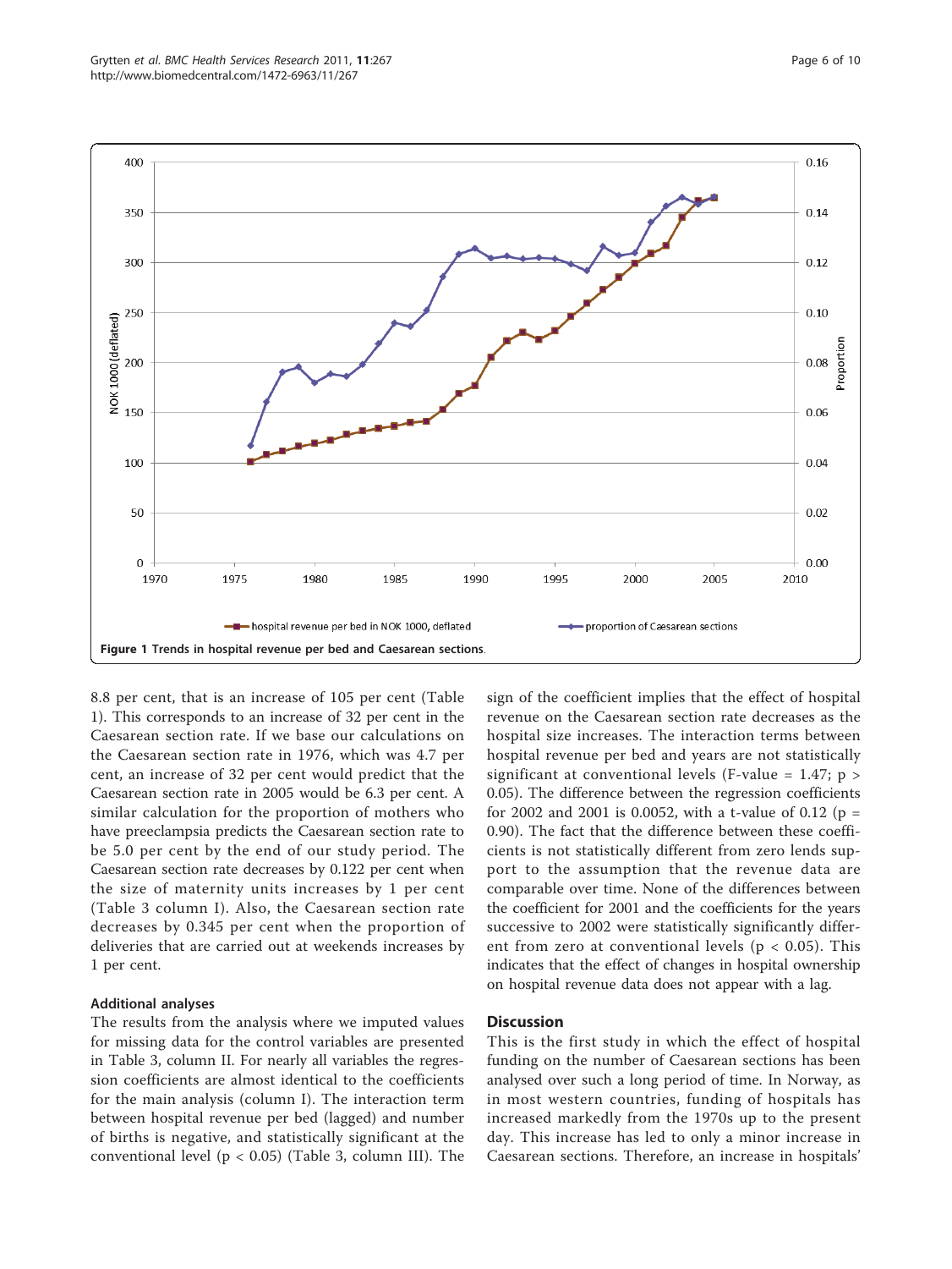Figure 1 Trends in hospital revenue per bed and Caesarean sections.

8.8 per cent, that is an increase of 105 per cent (Table 1). This corresponds to an increase of 32 per cent in the Caesarean section rate. If we base our calculations on the Caesarean section rate in 1976, which was 4.7 per cent, an increase of 32 per cent would predict that the Caesarean section rate in 2005 would be 6.3 per cent. A similar calculation for the proportion of mothers who have preeclampsia predicts the Caesarean section rate to be 5.0 per cent by the end of our study period. The Caesarean section rate decreases by 0.122 per cent when the size of maternity units increases by 1 per cent (Table 3 column I). Also, the Caesarean section rate decreases by 0.345 per cent when the proportion of deliveries that are carried out at weekends increases by 1 per cent.

### Additional analyses

The results from the analysis where we imputed values for missing data for the control variables are presented in Table 3, column II. For nearly all variables the regression coefficients are almost identical to the coefficients for the main analysis (column I). The interaction term between hospital revenue per bed (lagged) and number of births is negative, and statistically significant at the conventional level ($p < 0.05$) (Table 3, column III). The sign of the coefficient implies that the effect of hospital revenue on the Caesarean section rate decreases as the hospital size increases. The interaction terms between hospital revenue per bed and years are not statistically significant at conventional levels (F-value = 1.47; $p > 0.05$). The difference between the regression coefficients for 2002 and 2001 is 0.0052, with a t-value of 0.12 ($p = 0.90$). The fact that the difference between these coefficients is not statistically different from zero lends support to the assumption that the revenue data are comparable over time. None of the differences between the coefficient for 2001 and the coefficients for the years successive to 2002 were statistically significantly different from zero at conventional levels ($p < 0.05$). This indicates that the effect of changes in hospital ownership on hospital revenue data does not appear with a lag.

## Discussion

This is the first study in which the effect of hospital funding on the number of Caesarean sections has been analysed over such a long period of time. In Norway, as in most western countries, funding of hospitals has increased markedly from the 1970s up to the present day. This increase has led to only a minor increase in Caesarean sections. Therefore, an increase in hospitals'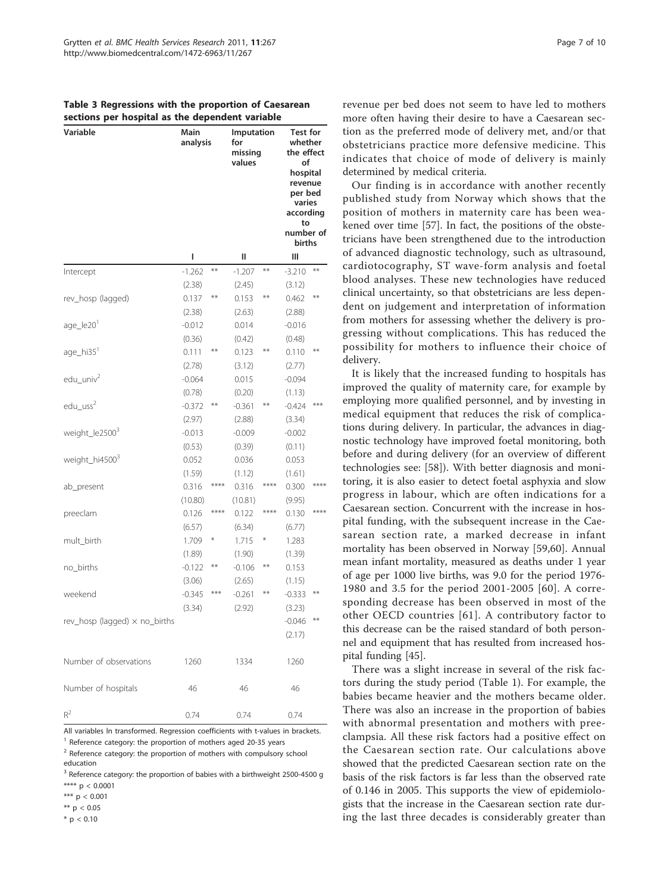**Table 3 Regressions with the proportion of Caesarean sections per hospital as the dependent variable**

| Variable | Main analysis | | Imputation for missing values | | Test for whether the effect of hospital revenue per bed varies according to number of births | |
|---|---|---|---|---|---|---|
| | I | | II | | III | |
| Intercept | -1.262 | ** | -1.207 | ** | -3.210 | ** |
| | (2.38) | | (2.45) | | (3.12) | |
| rev_hosp (lagged) | 0.137 | ** | 0.153 | ** | 0.462 | ** |
| | (2.38) | | (2.63) | | (2.88) | |
| age_le20[1] | -0.012 | | 0.014 | | -0.016 | |
| | (0.36) | | (0.42) | | (0.48) | |
| age_hi35[1] | 0.111 | ** | 0.123 | ** | 0.110 | ** |
| | (2.78) | | (3.12) | | (2.77) | |
| edu_univ[2] | -0.064 | | 0.015 | | -0.094 | |
| | (0.78) | | (0.20) | | (1.13) | |
| edu_uss[2] | -0.372 | ** | -0.361 | ** | -0.424 | *** |
| | (2.97) | | (2.88) | | (3.34) | |
| weight_le2500[3] | -0.013 | | -0.009 | | -0.002 | |
| | (0.53) | | (0.39) | | (0.11) | |
| weight_hi4500[3] | 0.052 | | 0.036 | | 0.053 | |
| | (1.59) | | (1.12) | | (1.61) | |
| ab_present | 0.316 | **** | 0.316 | **** | 0.300 | **** |
| | (10.80) | | (10.81) | | (9.95) | |
| preeclam | 0.126 | **** | 0.122 | **** | 0.130 | **** |
| | (6.57) | | (6.34) | | (6.77) | |
| mult_birth | 1.709 | * | 1.715 | * | 1.283 | |
| | (1.89) | | (1.90) | | (1.39) | |
| no_births | -0.122 | ** | -0.106 | ** | 0.153 | |
| | (3.06) | | (2.65) | | (1.15) | |
| weekend | -0.345 | *** | -0.261 | ** | -0.333 | ** |
| | (3.34) | | (2.92) | | (3.23) | |
| rev_hosp (lagged) × no_births | | | | | -0.046 | ** |
| | | | | | (2.17) | |
| Number of observations | 1260 | | 1334 | | 1260 | |
| Number of hospitals | 46 | | 46 | | 46 | |
| $R^2$ | 0.74 | | 0.74 | | 0.74 | |

All variables ln transformed. Regression coefficients with t-values in brackets.
[1] Reference category: the proportion of mothers aged 20-35 years
[2] Reference category: the proportion of mothers with compulsory school education
[3] Reference category: the proportion of babies with a birthweight 2500-4500 g
**** $p < 0.0001$
*** $p < 0.001$
** $p < 0.05$
* $p < 0.10$

revenue per bed does not seem to have led to mothers more often having their desire to have a Caesarean section as the preferred mode of delivery met, and/or that obstetricians practice more defensive medicine. This indicates that choice of mode of delivery is mainly determined by medical criteria.

Our finding is in accordance with another recently published study from Norway which shows that the position of mothers in maternity care has been weakened over time [57]. In fact, the positions of the obstetricians have been strengthened due to the introduction of advanced diagnostic technology, such as ultrasound, cardiotocography, ST wave-form analysis and foetal blood analyses. These new technologies have reduced clinical uncertainty, so that obstetricians are less dependent on judgement and interpretation of information from mothers for assessing whether the delivery is progressing without complications. This has reduced the possibility for mothers to influence their choice of delivery.

It is likely that the increased funding to hospitals has improved the quality of maternity care, for example by employing more qualified personnel, and by investing in medical equipment that reduces the risk of complications during delivery. In particular, the advances in diagnostic technology have improved foetal monitoring, both before and during delivery (for an overview of different technologies see: [58]). With better diagnosis and monitoring, it is also easier to detect foetal asphyxia and slow progress in labour, which are often indications for a Caesarean section. Concurrent with the increase in hospital funding, with the subsequent increase in the Caesarean section rate, a marked decrease in infant mortality has been observed in Norway [59,60]. Annual mean infant mortality, measured as deaths under 1 year of age per 1000 live births, was 9.0 for the period 1976-1980 and 3.5 for the period 2001-2005 [60]. A corresponding decrease has been observed in most of the other OECD countries [61]. A contributory factor to this decrease can be the raised standard of both personnel and equipment that has resulted from increased hospital funding [45].

There was a slight increase in several of the risk factors during the study period (Table 1). For example, the babies became heavier and the mothers became older. There was also an increase in the proportion of babies with abnormal presentation and mothers with preeclampsia. All these risk factors had a positive effect on the Caesarean section rate. Our calculations above showed that the predicted Caesarean section rate on the basis of the risk factors is far less than the observed rate of 0.146 in 2005. This supports the view of epidemiologists that the increase in the Caesarean section rate during the last three decades is considerably greater than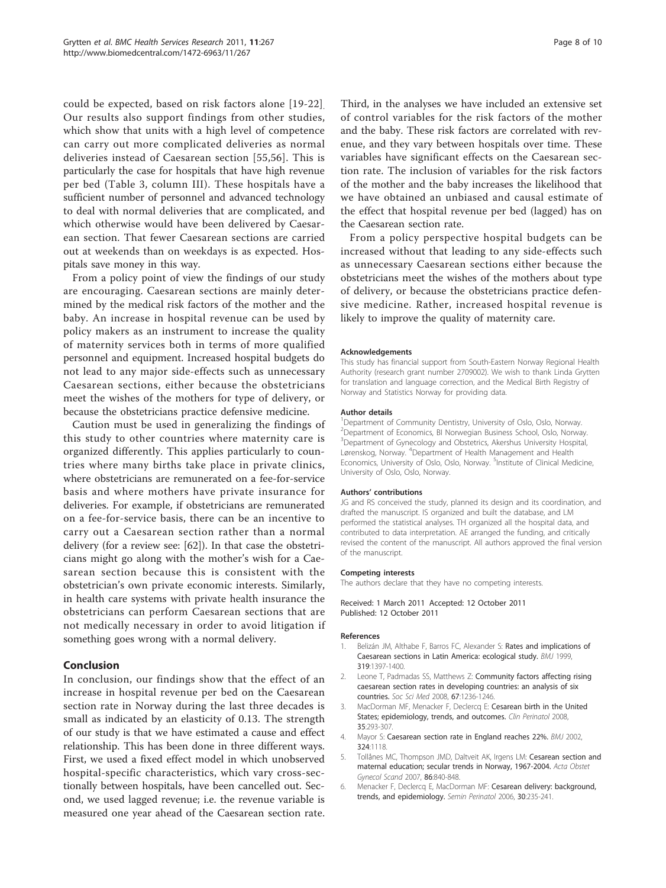could be expected, based on risk factors alone [19-22]. Our results also support findings from other studies, which show that units with a high level of competence can carry out more complicated deliveries as normal deliveries instead of Caesarean section [55,56]. This is particularly the case for hospitals that have high revenue per bed (Table 3, column III). These hospitals have a sufficient number of personnel and advanced technology to deal with normal deliveries that are complicated, and which otherwise would have been delivered by Caesarean section. That fewer Caesarean sections are carried out at weekends than on weekdays is as expected. Hospitals save money in this way.

From a policy point of view the findings of our study are encouraging. Caesarean sections are mainly determined by the medical risk factors of the mother and the baby. An increase in hospital revenue can be used by policy makers as an instrument to increase the quality of maternity services both in terms of more qualified personnel and equipment. Increased hospital budgets do not lead to any major side-effects such as unnecessary Caesarean sections, either because the obstetricians meet the wishes of the mothers for type of delivery, or because the obstetricians practice defensive medicine.

Caution must be used in generalizing the findings of this study to other countries where maternity care is organized differently. This applies particularly to countries where many births take place in private clinics, where obstetricians are remunerated on a fee-for-service basis and where mothers have private insurance for deliveries. For example, if obstetricians are remunerated on a fee-for-service basis, there can be an incentive to carry out a Caesarean section rather than a normal delivery (for a review see: [62]). In that case the obstetricians might go along with the mother's wish for a Caesarean section because this is consistent with the obstetrician's own private economic interests. Similarly, in health care systems with private health insurance the obstetricians can perform Caesarean sections that are not medically necessary in order to avoid litigation if something goes wrong with a normal delivery.

## Conclusion

In conclusion, our findings show that the effect of an increase in hospital revenue per bed on the Caesarean section rate in Norway during the last three decades is small as indicated by an elasticity of 0.13. The strength of our study is that we have estimated a cause and effect relationship. This has been done in three different ways. First, we used a fixed effect model in which unobserved hospital-specific characteristics, which vary cross-sectionally between hospitals, have been cancelled out. Second, we used lagged revenue; i.e. the revenue variable is measured one year ahead of the Caesarean section rate. Third, in the analyses we have included an extensive set of control variables for the risk factors of the mother and the baby. These risk factors are correlated with revenue, and they vary between hospitals over time. These variables have significant effects on the Caesarean section rate. The inclusion of variables for the risk factors of the mother and the baby increases the likelihood that we have obtained an unbiased and causal estimate of the effect that hospital revenue per bed (lagged) has on the Caesarean section rate.

From a policy perspective hospital budgets can be increased without that leading to any side-effects such as unnecessary Caesarean sections either because the obstetricians meet the wishes of the mothers about type of delivery, or because the obstetricians practice defensive medicine. Rather, increased hospital revenue is likely to improve the quality of maternity care.

#### Acknowledgements

This study has financial support from South-Eastern Norway Regional Health Authority (research grant number 2709002). We wish to thank Linda Grytten for translation and language correction, and the Medical Birth Registry of Norway and Statistics Norway for providing data.

#### Author details

[1]Department of Community Dentistry, University of Oslo, Oslo, Norway. [2]Department of Economics, BI Norwegian Business School, Oslo, Norway. [3]Department of Gynecology and Obstetrics, Akershus University Hospital, Lørenskog, Norway. [4]Department of Health Management and Health Economics, University of Oslo, Oslo, Norway. [5]Institute of Clinical Medicine, University of Oslo, Oslo, Norway.

#### Authors' contributions

JG and RS conceived the study, planned its design and its coordination, and drafted the manuscript. IS organized and built the database, and LM performed the statistical analyses. TH organized all the hospital data, and contributed to data interpretation. AE arranged the funding, and critically revised the content of the manuscript. All authors approved the final version of the manuscript.

#### Competing interests

The authors declare that they have no competing interests.

Received: 1 March 2011 Accepted: 12 October 2011
Published: 12 October 2011

#### References

1. Belizán JM, Althabe F, Barros FC, Alexander S: **Rates and implications of Caesarean sections in Latin America: ecological study.** *BMJ* 1999, **319**:1397-1400.
2. Leone T, Padmadas SS, Matthews Z: **Community factors affecting rising caesarean section rates in developing countries: an analysis of six countries.** *Soc Sci Med* 2008, **67**:1236-1246.
3. MacDorman MF, Menacker F, Declercq E: **Cesarean birth in the United States; epidemiology, trends, and outcomes.** *Clin Perinatol* 2008, **35**:293-307.
4. Mayor S: **Caesarean section rate in England reaches 22%.** *BMJ* 2002, **324**:1118.
5. Tollånes MC, Thompson JMD, Daltveit AK, Irgens LM: **Cesarean section and maternal education; secular trends in Norway, 1967-2004.** *Acta Obstet Gynecol Scand* 2007, **86**:840-848.
6. Menacker F, Declercq E, MacDorman MF: **Cesarean delivery: background, trends, and epidemiology.** *Semin Perinatol* 2006, **30**:235-241.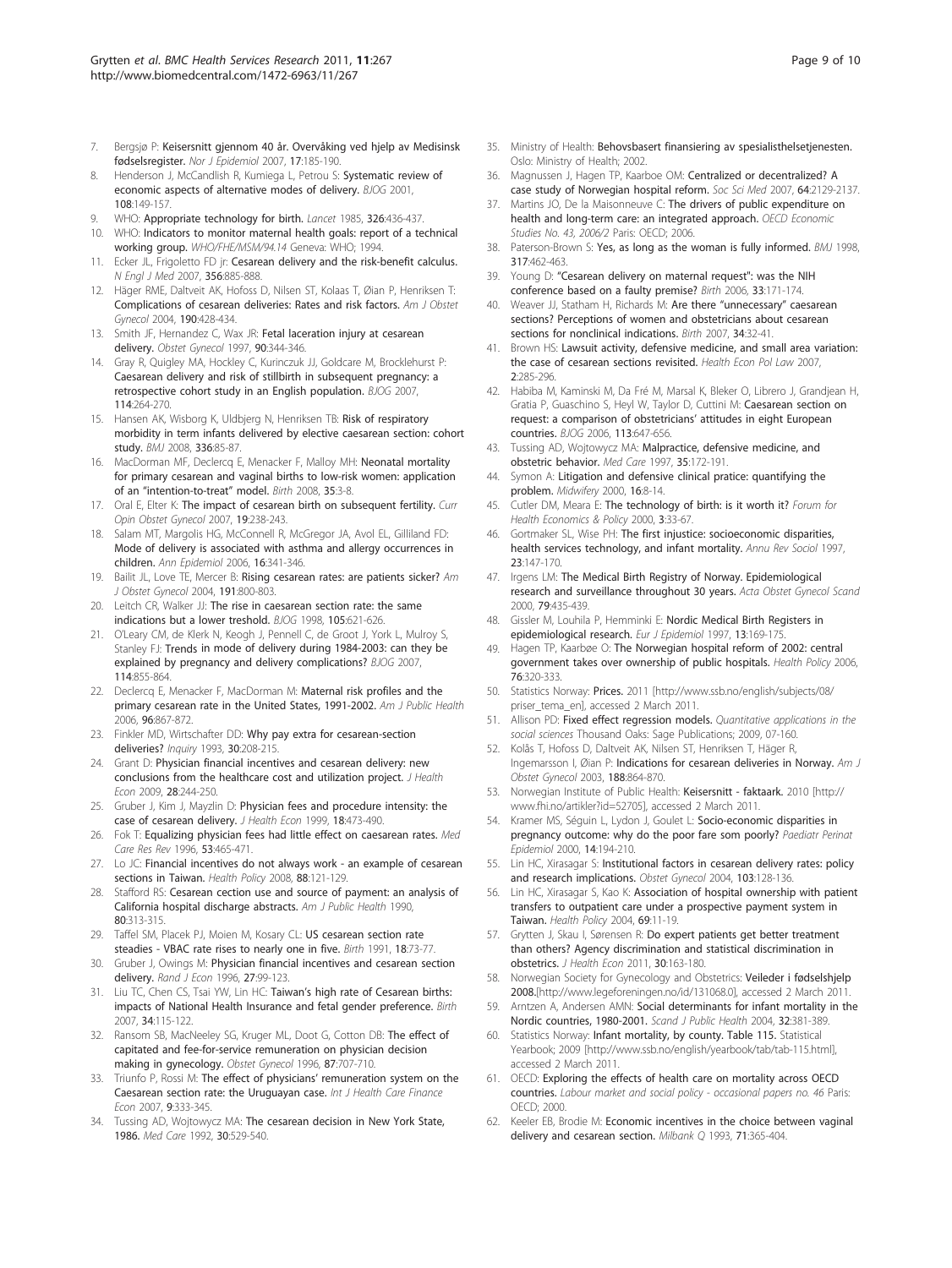7. Bergsjø P: Keisersnitt gjennom 40 år. Overvåking ved hjelp av Medisinsk fødselsregister. *Nor J Epidemiol* 2007, 17:185-190.
8. Henderson J, McCandlish R, Kumiega L, Petrou S: Systematic review of economic aspects of alternative modes of delivery. *BJOG* 2001, 108:149-157.
9. WHO: Appropriate technology for birth. *Lancet* 1985, 326:436-437.
10. WHO: Indicators to monitor maternal health goals: report of a technical working group. *WHO/FHE/MSM/94.14* Geneva: WHO; 1994.
11. Ecker JL, Frigoletto FD jr: Cesarean delivery and the risk-benefit calculus. *N Engl J Med* 2007, 356:885-888.
12. Häger RME, Daltveit AK, Hofoss D, Nilsen ST, Kolaas T, Øian P, Henriksen T: Complications of cesarean deliveries: Rates and risk factors. *Am J Obstet Gynecol* 2004, 190:428-434.
13. Smith JF, Hernandez C, Wax JR: Fetal laceration injury at cesarean delivery. *Obstet Gynecol* 1997, 90:344-346.
14. Gray R, Quigley MA, Hockley C, Kurinczuk JJ, Goldcare M, Brocklehurst P: Caesarean delivery and risk of stillbirth in subsequent pregnancy: a retrospective cohort study in an English population. *BJOG* 2007, 114:264-270.
15. Hansen AK, Wisborg K, Uldbjerg N, Henriksen TB: Risk of respiratory morbidity in term infants delivered by elective caesarean section: cohort study. *BMJ* 2008, 336:85-87.
16. MacDorman MF, Declercq E, Menacker F, Malloy MH: Neonatal mortality for primary cesarean and vaginal births to low-risk women: application of an "intention-to-treat" model. *Birth* 2008, 35:3-8.
17. Oral E, Elter K: The impact of cesarean birth on subsequent fertility. *Curr Opin Obstet Gynecol* 2007, 19:238-243.
18. Salam MT, Margolis HG, McConnell R, McGregor JA, Avol EL, Gilliland FD: Mode of delivery is associated with asthma and allergy occurrences in children. *Ann Epidemiol* 2006, 16:341-346.
19. Bailit JL, Love TE, Mercer B: Rising cesarean rates: are patients sicker? *Am J Obstet Gynecol* 2004, 191:800-803.
20. Leitch CR, Walker JJ: The rise in caesarean section rate: the same indications but a lower treshold. *BJOG* 1998, 105:621-626.
21. O'Leary CM, de Klerk N, Keogh J, Pennell C, de Groot J, York L, Mulroy S, Stanley FJ: Trends in mode of delivery during 1984-2003: can they be explained by pregnancy and delivery complications? *BJOG* 2007, 114:855-864.
22. Declercq E, Menacker F, MacDorman M: Maternal risk profiles and the primary cesarean rate in the United States, 1991-2002. *Am J Public Health* 2006, 96:867-872.
23. Finkler MD, Wirtschafter DD: Why pay extra for cesarean-section deliveries? *Inquiry* 1993, 30:208-215.
24. Grant D: Physician financial incentives and cesarean delivery: new conclusions from the healthcare cost and utilization project. *J Health Econ* 2009, 28:244-250.
25. Gruber J, Kim J, Mayzlin D: Physician fees and procedure intensity: the case of cesarean delivery. *J Health Econ* 1999, 18:473-490.
26. Fok T: Equalizing physician fees had little effect on caesarean rates. *Med Care Res Rev* 1996, 53:465-471.
27. Lo JC: Financial incentives do not always work - an example of cesarean sections in Taiwan. *Health Policy* 2008, 88:121-129.
28. Stafford RS: Cesarean section use and source of payment: an analysis of California hospital discharge abstracts. *Am J Public Health* 1990, 80:313-315.
29. Taffel SM, Placek PJ, Moien M, Kosary CL: US cesarean section rate steadies - VBAC rate rises to nearly one in five. *Birth* 1991, 18:73-77.
30. Gruber J, Owings M: Physician financial incentives and cesarean section delivery. *Rand J Econ* 1996, 27:99-123.
31. Liu TC, Chen CS, Tsai YW, Lin HC: Taiwan's high rate of Cesarean births: impacts of National Health Insurance and fetal gender preference. *Birth* 2007, 34:115-122.
32. Ransom SB, MacNeeley SG, Kruger ML, Doot G, Cotton DB: The effect of capitated and fee-for-service remuneration on physician decision making in gynecology. *Obstet Gynecol* 1996, 87:707-710.
33. Triunfo P, Rossi M: The effect of physicians' remuneration system on the Caesarean section rate: the Uruguayan case. *Int J Health Care Finance Econ* 2007, 9:333-345.
34. Tussing AD, Wojtowycz MA: The cesarean decision in New York State, 1986. *Med Care* 1992, 30:529-540.
35. Ministry of Health: Behovsbasert finansiering av spesialisthelsetjenesten. Oslo: Ministry of Health; 2002.
36. Magnussen J, Hagen TP, Kaarboe OM: Centralized or decentralized? A case study of Norwegian hospital reform. *Soc Sci Med* 2007, 64:2129-2137.
37. Martins JO, De la Maisonneuve C: The drivers of public expenditure on health and long-term care: an integrated approach. *OECD Economic Studies No. 43, 2006/2* Paris: OECD; 2006.
38. Paterson-Brown S: Yes, as long as the woman is fully informed. *BMJ* 1998, 317:462-463.
39. Young D: "Cesarean delivery on maternal request": was the NIH conference based on a faulty premise? *Birth* 2006, 33:171-174.
40. Weaver JJ, Statham H, Richards M: Are there "unnecessary" caesarean sections? Perceptions of women and obstetricians about cesarean sections for nonclinical indications. *Birth* 2007, 34:32-41.
41. Brown HS: Lawsuit activity, defensive medicine, and small area variation: the case of cesarean sections revisited. *Health Econ Pol Law* 2007, 2:285-296.
42. Habiba M, Kaminski M, Da Fré M, Marsal K, Bleker O, Librero J, Grandjean H, Gratia P, Guaschino S, Heyl W, Taylor D, Cuttini M: Caesarean section on request: a comparison of obstetricians' attitudes in eight European countries. *BJOG* 2006, 113:647-656.
43. Tussing AD, Wojtowycz MA: Malpractice, defensive medicine, and obstetric behavior. *Med Care* 1997, 35:172-191.
44. Symon A: Litigation and defensive clinical pratice: quantifying the problem. *Midwifery* 2000, 16:8-14.
45. Cutler DM, Meara E: The technology of birth: is it worth it? *Forum for Health Economics & Policy* 2000, 3:33-67.
46. Gortmaker SL, Wise PH: The first injustice: socioeconomic disparities, health services technology, and infant mortality. *Annu Rev Sociol* 1997, 23:147-170.
47. Irgens LM: The Medical Birth Registry of Norway. Epidemiological research and surveillance throughout 30 years. *Acta Obstet Gynecol Scand* 2000, 79:435-439.
48. Gissler M, Louhila P, Hemminki E: Nordic Medical Birth Registers in epidemiological research. *Eur J Epidemiol* 1997, 13:169-175.
49. Hagen TP, Kaarbøe O: The Norwegian hospital reform of 2002: central government takes over ownership of public hospitals. *Health Policy* 2006, 76:320-333.
50. Statistics Norway: Prices. 2011 [http://www.ssb.no/english/subjects/08/priser_tema_en], accessed 2 March 2011.
51. Allison PD: Fixed effect regression models. *Quantitative applications in the social sciences* Thousand Oaks: Sage Publications; 2009, 07-160.
52. Kolås T, Hofoss D, Daltveit AK, Nilsen ST, Henriksen T, Häger R, Ingemarsson I, Øian P: Indications for cesarean deliveries in Norway. *Am J Obstet Gynecol* 2003, 188:864-870.
53. Norwegian Institute of Public Health: Keisersnitt - faktaark. 2010 [http://www.fhi.no/artikler?id=52705], accessed 2 March 2011.
54. Kramer MS, Séguin L, Lydon J, Goulet L: Socio-economic disparities in pregnancy outcome: why do the poor fare som poorly? *Paediatr Perinat Epidemiol* 2000, 14:194-210.
55. Lin HC, Xirasagar S: Institutional factors in cesarean delivery rates: policy and research implications. *Obstet Gynecol* 2004, 103:128-136.
56. Lin HC, Xirasagar S, Kao K: Association of hospital ownership with patient transfers to outpatient care under a prospective payment system in Taiwan. *Health Policy* 2004, 69:11-19.
57. Grytten J, Skau I, Sørensen R: Do expert patients get better treatment than others? Agency discrimination and statistical discrimination in obstetrics. *J Health Econ* 2011, 30:163-180.
58. Norwegian Society for Gynecology and Obstetrics: Veileder i fødselshjelp 2008.[http://www.legeforeningen.no/id/131068.0], accessed 2 March 2011.
59. Arntzen A, Andersen AMN: Social determinants for infant mortality in the Nordic countries, 1980-2001. *Scand J Public Health* 2004, 32:381-389.
60. Statistics Norway: Infant mortality, by county. Table 115. Statistical Yearbook; 2009 [http://www.ssb.no/english/yearbook/tab/tab-115.html], accessed 2 March 2011.
61. OECD: Exploring the effects of health care on mortality across OECD countries. *Labour market and social policy - occasional papers no. 46* Paris: OECD; 2000.
62. Keeler EB, Brodie M: Economic incentives in the choice between vaginal delivery and cesarean section. *Milbank Q* 1993, 71:365-404.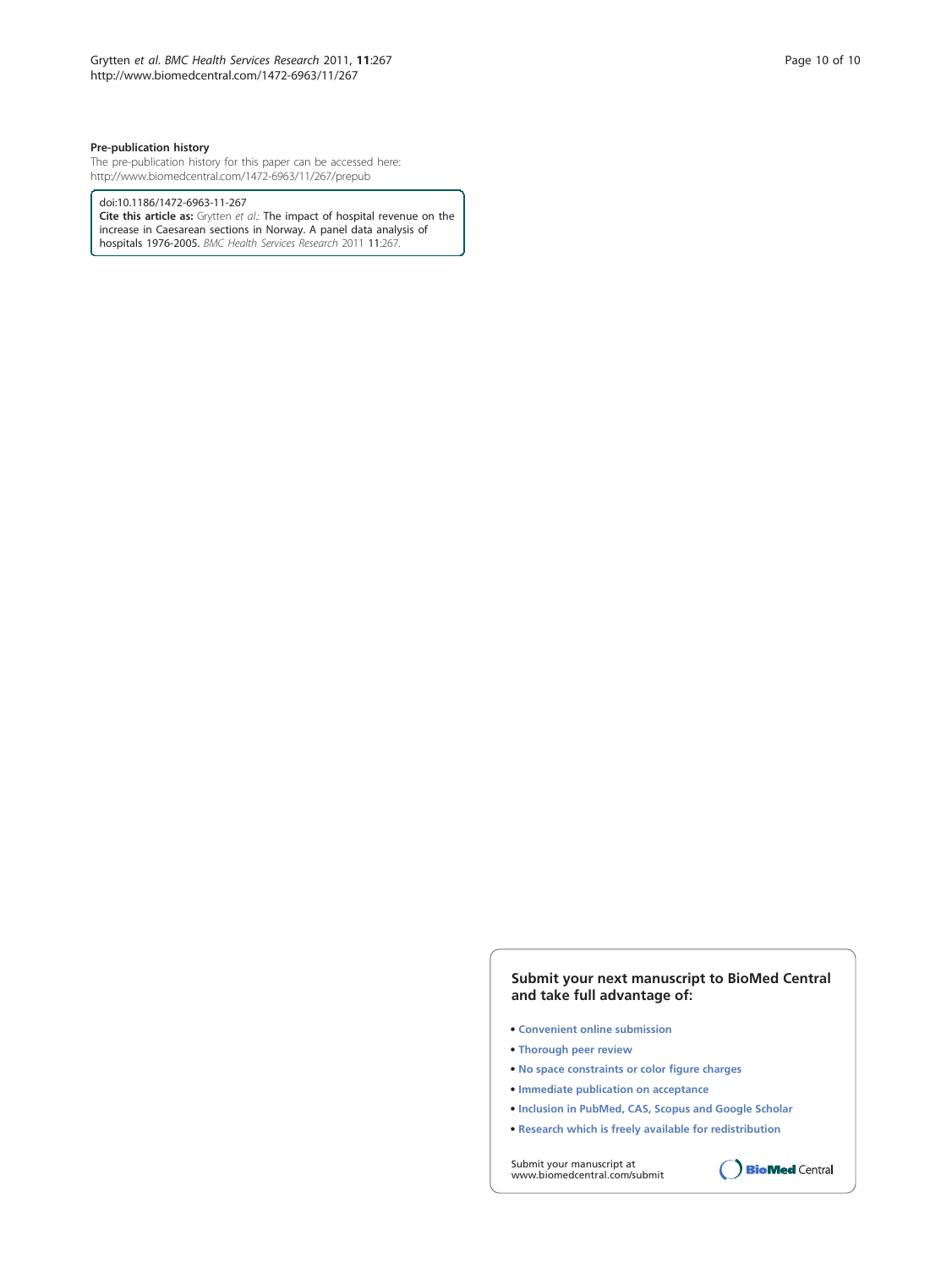**Pre-publication history**

The pre-publication history for this paper can be accessed here:
http://www.biomedcentral.com/1472-6963/11/267/prepub

doi:10.1186/1472-6963-11-267

**Cite this article as:** Grytten *et al.*: The impact of hospital revenue on the increase in Caesarean sections in Norway. A panel data analysis of hospitals 1976-2005. *BMC Health Services Research* 2011 **11**:267.

**Submit your next manuscript to BioMed Central and take full advantage of:**

- **Convenient online submission**
- **Thorough peer review**
- **No space constraints or color figure charges**
- **Immediate publication on acceptance**
- **Inclusion in PubMed, CAS, Scopus and Google Scholar**
- **Research which is freely available for redistribution**

Submit your manuscript at
www.biomedcentral.com/submit

BioMed Central